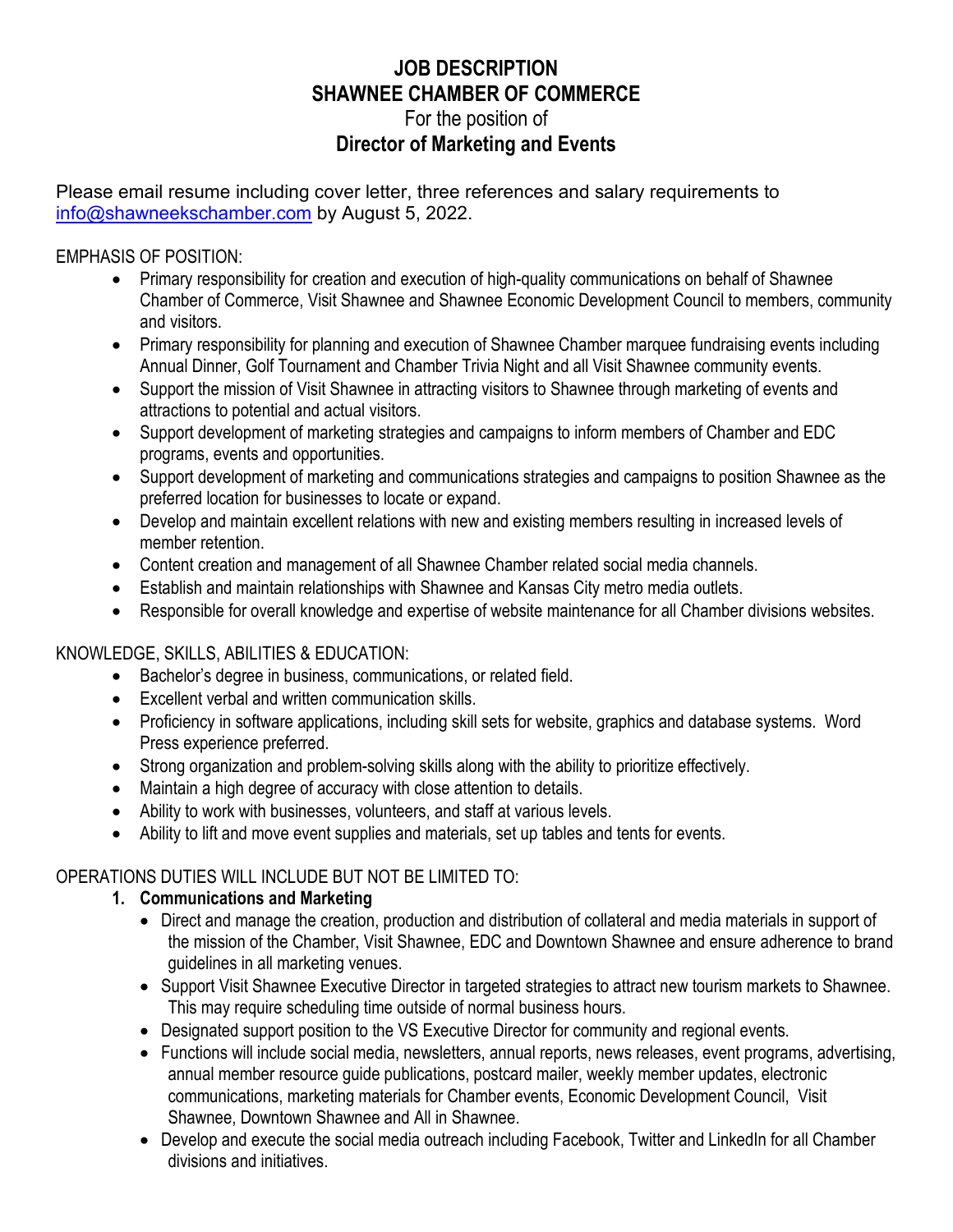# JOB DESCRIPTION
# SHAWNEE CHAMBER OF COMMERCE
For the position of
## Director of Marketing and Events

Please email resume including cover letter, three references and salary requirements to info@shawneekschamber.com by August 5, 2022.

EMPHASIS OF POSITION:

- Primary responsibility for creation and execution of high-quality communications on behalf of Shawnee Chamber of Commerce, Visit Shawnee and Shawnee Economic Development Council to members, community and visitors.
- Primary responsibility for planning and execution of Shawnee Chamber marquee fundraising events including Annual Dinner, Golf Tournament and Chamber Trivia Night and all Visit Shawnee community events.
- Support the mission of Visit Shawnee in attracting visitors to Shawnee through marketing of events and attractions to potential and actual visitors.
- Support development of marketing strategies and campaigns to inform members of Chamber and EDC programs, events and opportunities.
- Support development of marketing and communications strategies and campaigns to position Shawnee as the preferred location for businesses to locate or expand.
- Develop and maintain excellent relations with new and existing members resulting in increased levels of member retention.
- Content creation and management of all Shawnee Chamber related social media channels.
- Establish and maintain relationships with Shawnee and Kansas City metro media outlets.
- Responsible for overall knowledge and expertise of website maintenance for all Chamber divisions websites.

KNOWLEDGE, SKILLS, ABILITIES & EDUCATION:

- Bachelor's degree in business, communications, or related field.
- Excellent verbal and written communication skills.
- Proficiency in software applications, including skill sets for website, graphics and database systems. Word Press experience preferred.
- Strong organization and problem-solving skills along with the ability to prioritize effectively.
- Maintain a high degree of accuracy with close attention to details.
- Ability to work with businesses, volunteers, and staff at various levels.
- Ability to lift and move event supplies and materials, set up tables and tents for events.

OPERATIONS DUTIES WILL INCLUDE BUT NOT BE LIMITED TO:

1. **Communications and Marketing**
   - Direct and manage the creation, production and distribution of collateral and media materials in support of the mission of the Chamber, Visit Shawnee, EDC and Downtown Shawnee and ensure adherence to brand guidelines in all marketing venues.
   - Support Visit Shawnee Executive Director in targeted strategies to attract new tourism markets to Shawnee. This may require scheduling time outside of normal business hours.
   - Designated support position to the VS Executive Director for community and regional events.
   - Functions will include social media, newsletters, annual reports, news releases, event programs, advertising, annual member resource guide publications, postcard mailer, weekly member updates, electronic communications, marketing materials for Chamber events, Economic Development Council, Visit Shawnee, Downtown Shawnee and All in Shawnee.
   - Develop and execute the social media outreach including Facebook, Twitter and LinkedIn for all Chamber divisions and initiatives.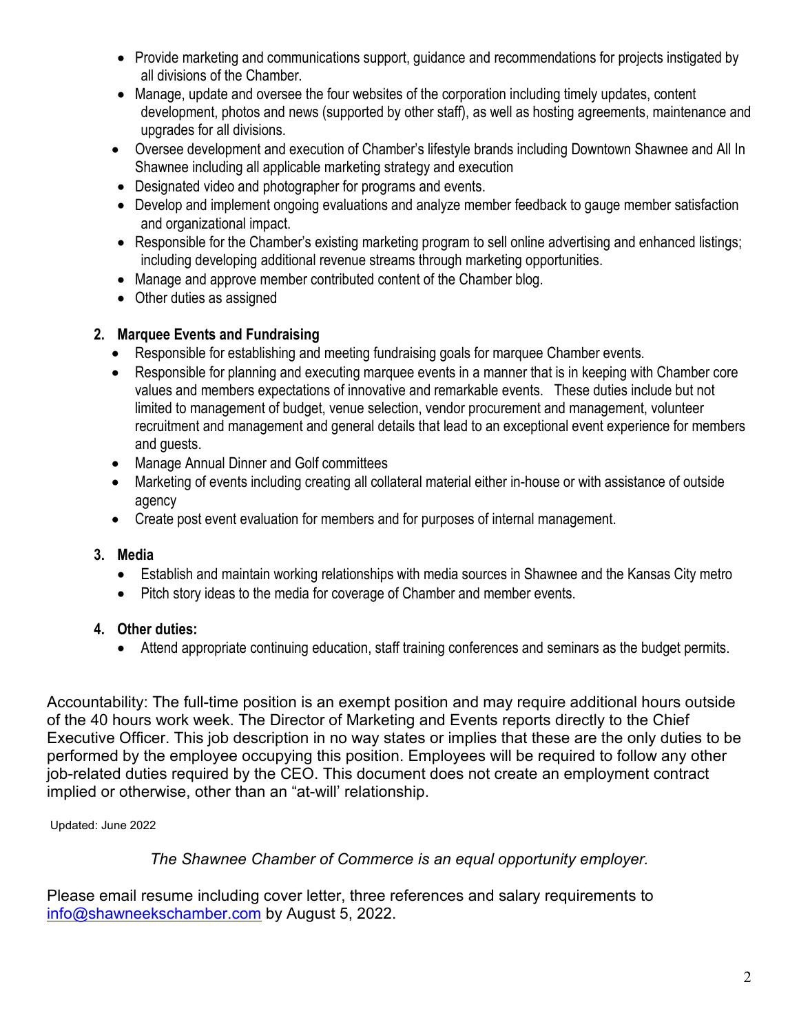- Provide marketing and communications support, guidance and recommendations for projects instigated by all divisions of the Chamber.
- Manage, update and oversee the four websites of the corporation including timely updates, content development, photos and news (supported by other staff), as well as hosting agreements, maintenance and upgrades for all divisions.
- Oversee development and execution of Chamber's lifestyle brands including Downtown Shawnee and All In Shawnee including all applicable marketing strategy and execution
- Designated video and photographer for programs and events.
- Develop and implement ongoing evaluations and analyze member feedback to gauge member satisfaction and organizational impact.
- Responsible for the Chamber's existing marketing program to sell online advertising and enhanced listings; including developing additional revenue streams through marketing opportunities.
- Manage and approve member contributed content of the Chamber blog.
- Other duties as assigned

**2. Marquee Events and Fundraising**

- Responsible for establishing and meeting fundraising goals for marquee Chamber events.
- Responsible for planning and executing marquee events in a manner that is in keeping with Chamber core values and members expectations of innovative and remarkable events. These duties include but not limited to management of budget, venue selection, vendor procurement and management, volunteer recruitment and management and general details that lead to an exceptional event experience for members and guests.
- Manage Annual Dinner and Golf committees
- Marketing of events including creating all collateral material either in-house or with assistance of outside agency
- Create post event evaluation for members and for purposes of internal management.

**3. Media**

- Establish and maintain working relationships with media sources in Shawnee and the Kansas City metro
- Pitch story ideas to the media for coverage of Chamber and member events.

**4. Other duties:**

- Attend appropriate continuing education, staff training conferences and seminars as the budget permits.

Accountability: The full-time position is an exempt position and may require additional hours outside of the 40 hours work week. The Director of Marketing and Events reports directly to the Chief Executive Officer. This job description in no way states or implies that these are the only duties to be performed by the employee occupying this position. Employees will be required to follow any other job-related duties required by the CEO. This document does not create an employment contract implied or otherwise, other than an "at-will' relationship.

Updated: June 2022

*The Shawnee Chamber of Commerce is an equal opportunity employer.*

Please email resume including cover letter, three references and salary requirements to info@shawneekschamber.com by August 5, 2022.